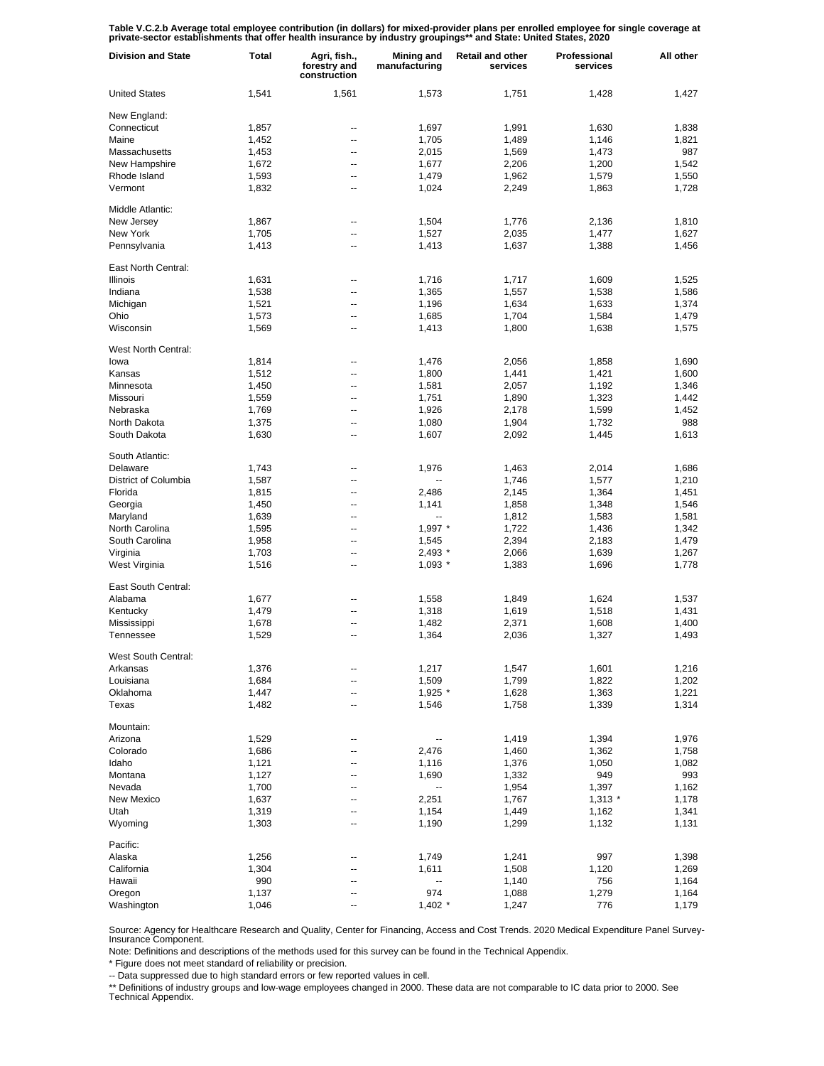**Table V.C.2.b Average total employee contribution (in dollars) for mixed-provider plans per enrolled employee for single coverage at private-sector establishments that offer health insurance by industry groupings** and State: United States, 2020**

| Division and State | Total | Agri, fish., forestry and construction | Mining and manufacturing | Retail and other services | Professional services | All other |
|---|---|---|---|---|---|---|
| United States | 1,541 | 1,561 | 1,573 | 1,751 | 1,428 | 1,427 |
| New England: | | | | | | |
| Connecticut | 1,857 | -- | 1,697 | 1,991 | 1,630 | 1,838 |
| Maine | 1,452 | -- | 1,705 | 1,489 | 1,146 | 1,821 |
| Massachusetts | 1,453 | -- | 2,015 | 1,569 | 1,473 | 987 |
| New Hampshire | 1,672 | -- | 1,677 | 2,206 | 1,200 | 1,542 |
| Rhode Island | 1,593 | -- | 1,479 | 1,962 | 1,579 | 1,550 |
| Vermont | 1,832 | -- | 1,024 | 2,249 | 1,863 | 1,728 |
| Middle Atlantic: | | | | | | |
| New Jersey | 1,867 | -- | 1,504 | 1,776 | 2,136 | 1,810 |
| New York | 1,705 | -- | 1,527 | 2,035 | 1,477 | 1,627 |
| Pennsylvania | 1,413 | -- | 1,413 | 1,637 | 1,388 | 1,456 |
| East North Central: | | | | | | |
| Illinois | 1,631 | -- | 1,716 | 1,717 | 1,609 | 1,525 |
| Indiana | 1,538 | -- | 1,365 | 1,557 | 1,538 | 1,586 |
| Michigan | 1,521 | -- | 1,196 | 1,634 | 1,633 | 1,374 |
| Ohio | 1,573 | -- | 1,685 | 1,704 | 1,584 | 1,479 |
| Wisconsin | 1,569 | -- | 1,413 | 1,800 | 1,638 | 1,575 |
| West North Central: | | | | | | |
| Iowa | 1,814 | -- | 1,476 | 2,056 | 1,858 | 1,690 |
| Kansas | 1,512 | -- | 1,800 | 1,441 | 1,421 | 1,600 |
| Minnesota | 1,450 | -- | 1,581 | 2,057 | 1,192 | 1,346 |
| Missouri | 1,559 | -- | 1,751 | 1,890 | 1,323 | 1,442 |
| Nebraska | 1,769 | -- | 1,926 | 2,178 | 1,599 | 1,452 |
| North Dakota | 1,375 | -- | 1,080 | 1,904 | 1,732 | 988 |
| South Dakota | 1,630 | -- | 1,607 | 2,092 | 1,445 | 1,613 |
| South Atlantic: | | | | | | |
| Delaware | 1,743 | -- | 1,976 | 1,463 | 2,014 | 1,686 |
| District of Columbia | 1,587 | -- | -- | 1,746 | 1,577 | 1,210 |
| Florida | 1,815 | -- | 2,486 | 2,145 | 1,364 | 1,451 |
| Georgia | 1,450 | -- | 1,141 | 1,858 | 1,348 | 1,546 |
| Maryland | 1,639 | -- | -- | 1,812 | 1,583 | 1,581 |
| North Carolina | 1,595 | -- | 1,997 * | 1,722 | 1,436 | 1,342 |
| South Carolina | 1,958 | -- | 1,545 | 2,394 | 2,183 | 1,479 |
| Virginia | 1,703 | -- | 2,493 * | 2,066 | 1,639 | 1,267 |
| West Virginia | 1,516 | -- | 1,093 * | 1,383 | 1,696 | 1,778 |
| East South Central: | | | | | | |
| Alabama | 1,677 | -- | 1,558 | 1,849 | 1,624 | 1,537 |
| Kentucky | 1,479 | -- | 1,318 | 1,619 | 1,518 | 1,431 |
| Mississippi | 1,678 | -- | 1,482 | 2,371 | 1,608 | 1,400 |
| Tennessee | 1,529 | -- | 1,364 | 2,036 | 1,327 | 1,493 |
| West South Central: | | | | | | |
| Arkansas | 1,376 | -- | 1,217 | 1,547 | 1,601 | 1,216 |
| Louisiana | 1,684 | -- | 1,509 | 1,799 | 1,822 | 1,202 |
| Oklahoma | 1,447 | -- | 1,925 * | 1,628 | 1,363 | 1,221 |
| Texas | 1,482 | -- | 1,546 | 1,758 | 1,339 | 1,314 |
| Mountain: | | | | | | |
| Arizona | 1,529 | -- | -- | 1,419 | 1,394 | 1,976 |
| Colorado | 1,686 | -- | 2,476 | 1,460 | 1,362 | 1,758 |
| Idaho | 1,121 | -- | 1,116 | 1,376 | 1,050 | 1,082 |
| Montana | 1,127 | -- | 1,690 | 1,332 | 949 | 993 |
| Nevada | 1,700 | -- | -- | 1,954 | 1,397 | 1,162 |
| New Mexico | 1,637 | -- | 2,251 | 1,767 | 1,313 * | 1,178 |
| Utah | 1,319 | -- | 1,154 | 1,449 | 1,162 | 1,341 |
| Wyoming | 1,303 | -- | 1,190 | 1,299 | 1,132 | 1,131 |
| Pacific: | | | | | | |
| Alaska | 1,256 | -- | 1,749 | 1,241 | 997 | 1,398 |
| California | 1,304 | -- | 1,611 | 1,508 | 1,120 | 1,269 |
| Hawaii | 990 | -- | -- | 1,140 | 756 | 1,164 |
| Oregon | 1,137 | -- | 974 | 1,088 | 1,279 | 1,164 |
| Washington | 1,046 | -- | 1,402 * | 1,247 | 776 | 1,179 |

Source: Agency for Healthcare Research and Quality, Center for Financing, Access and Cost Trends. 2020 Medical Expenditure Panel Survey-Insurance Component.

Note: Definitions and descriptions of the methods used for this survey can be found in the Technical Appendix.

* Figure does not meet standard of reliability or precision.

-- Data suppressed due to high standard errors or few reported values in cell.

** Definitions of industry groups and low-wage employees changed in 2000. These data are not comparable to IC data prior to 2000. See Technical Appendix.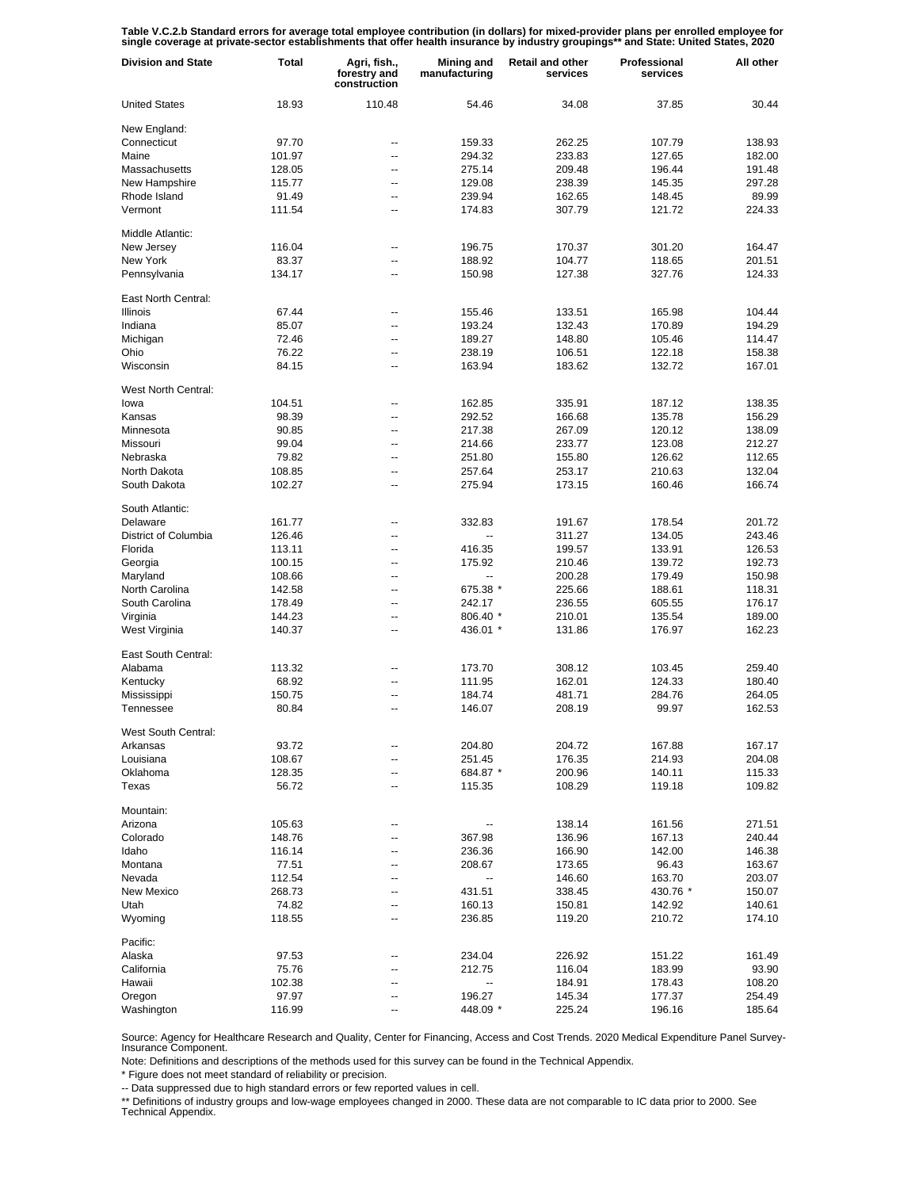**Table V.C.2.b Standard errors for average total employee contribution (in dollars) for mixed-provider plans per enrolled employee for single coverage at private-sector establishments that offer health insurance by industry groupings\*\* and State: United States, 2020**

| Division and State | Total | Agri, fish., forestry and construction | Mining and manufacturing | Retail and other services | Professional services | All other |
|---|---|---|---|---|---|---|
| United States | 18.93 | 110.48 | 54.46 | 34.08 | 37.85 | 30.44 |
| New England: | | | | | | |
| Connecticut | 97.70 | -- | 159.33 | 262.25 | 107.79 | 138.93 |
| Maine | 101.97 | -- | 294.32 | 233.83 | 127.65 | 182.00 |
| Massachusetts | 128.05 | -- | 275.14 | 209.48 | 196.44 | 191.48 |
| New Hampshire | 115.77 | -- | 129.08 | 238.39 | 145.35 | 297.28 |
| Rhode Island | 91.49 | -- | 239.94 | 162.65 | 148.45 | 89.99 |
| Vermont | 111.54 | -- | 174.83 | 307.79 | 121.72 | 224.33 |
| Middle Atlantic: | | | | | | |
| New Jersey | 116.04 | -- | 196.75 | 170.37 | 301.20 | 164.47 |
| New York | 83.37 | -- | 188.92 | 104.77 | 118.65 | 201.51 |
| Pennsylvania | 134.17 | -- | 150.98 | 127.38 | 327.76 | 124.33 |
| East North Central: | | | | | | |
| Illinois | 67.44 | -- | 155.46 | 133.51 | 165.98 | 104.44 |
| Indiana | 85.07 | -- | 193.24 | 132.43 | 170.89 | 194.29 |
| Michigan | 72.46 | -- | 189.27 | 148.80 | 105.46 | 114.47 |
| Ohio | 76.22 | -- | 238.19 | 106.51 | 122.18 | 158.38 |
| Wisconsin | 84.15 | -- | 163.94 | 183.62 | 132.72 | 167.01 |
| West North Central: | | | | | | |
| Iowa | 104.51 | -- | 162.85 | 335.91 | 187.12 | 138.35 |
| Kansas | 98.39 | -- | 292.52 | 166.68 | 135.78 | 156.29 |
| Minnesota | 90.85 | -- | 217.38 | 267.09 | 120.12 | 138.09 |
| Missouri | 99.04 | -- | 214.66 | 233.77 | 123.08 | 212.27 |
| Nebraska | 79.82 | -- | 251.80 | 155.80 | 126.62 | 112.65 |
| North Dakota | 108.85 | -- | 257.64 | 253.17 | 210.63 | 132.04 |
| South Dakota | 102.27 | -- | 275.94 | 173.15 | 160.46 | 166.74 |
| South Atlantic: | | | | | | |
| Delaware | 161.77 | -- | 332.83 | 191.67 | 178.54 | 201.72 |
| District of Columbia | 126.46 | -- | -- | 311.27 | 134.05 | 243.46 |
| Florida | 113.11 | -- | 416.35 | 199.57 | 133.91 | 126.53 |
| Georgia | 100.15 | -- | 175.92 | 210.46 | 139.72 | 192.73 |
| Maryland | 108.66 | -- | -- | 200.28 | 179.49 | 150.98 |
| North Carolina | 142.58 | -- | 675.38 * | 225.66 | 188.61 | 118.31 |
| South Carolina | 178.49 | -- | 242.17 | 236.55 | 605.55 | 176.17 |
| Virginia | 144.23 | -- | 806.40 * | 210.01 | 135.54 | 189.00 |
| West Virginia | 140.37 | -- | 436.01 * | 131.86 | 176.97 | 162.23 |
| East South Central: | | | | | | |
| Alabama | 113.32 | -- | 173.70 | 308.12 | 103.45 | 259.40 |
| Kentucky | 68.92 | -- | 111.95 | 162.01 | 124.33 | 180.40 |
| Mississippi | 150.75 | -- | 184.74 | 481.71 | 284.76 | 264.05 |
| Tennessee | 80.84 | -- | 146.07 | 208.19 | 99.97 | 162.53 |
| West South Central: | | | | | | |
| Arkansas | 93.72 | -- | 204.80 | 204.72 | 167.88 | 167.17 |
| Louisiana | 108.67 | -- | 251.45 | 176.35 | 214.93 | 204.08 |
| Oklahoma | 128.35 | -- | 684.87 * | 200.96 | 140.11 | 115.33 |
| Texas | 56.72 | -- | 115.35 | 108.29 | 119.18 | 109.82 |
| Mountain: | | | | | | |
| Arizona | 105.63 | -- | -- | 138.14 | 161.56 | 271.51 |
| Colorado | 148.76 | -- | 367.98 | 136.96 | 167.13 | 240.44 |
| Idaho | 116.14 | -- | 236.36 | 166.90 | 142.00 | 146.38 |
| Montana | 77.51 | -- | 208.67 | 173.65 | 96.43 | 163.67 |
| Nevada | 112.54 | -- | -- | 146.60 | 163.70 | 203.07 |
| New Mexico | 268.73 | -- | 431.51 | 338.45 | 430.76 * | 150.07 |
| Utah | 74.82 | -- | 160.13 | 150.81 | 142.92 | 140.61 |
| Wyoming | 118.55 | -- | 236.85 | 119.20 | 210.72 | 174.10 |
| Pacific: | | | | | | |
| Alaska | 97.53 | -- | 234.04 | 226.92 | 151.22 | 161.49 |
| California | 75.76 | -- | 212.75 | 116.04 | 183.99 | 93.90 |
| Hawaii | 102.38 | -- | -- | 184.91 | 178.43 | 108.20 |
| Oregon | 97.97 | -- | 196.27 | 145.34 | 177.37 | 254.49 |
| Washington | 116.99 | -- | 448.09 * | 225.24 | 196.16 | 185.64 |

Source: Agency for Healthcare Research and Quality, Center for Financing, Access and Cost Trends. 2020 Medical Expenditure Panel Survey-Insurance Component.

Note: Definitions and descriptions of the methods used for this survey can be found in the Technical Appendix.

* Figure does not meet standard of reliability or precision.

-- Data suppressed due to high standard errors or few reported values in cell.

** Definitions of industry groups and low-wage employees changed in 2000. These data are not comparable to IC data prior to 2000. See Technical Appendix.